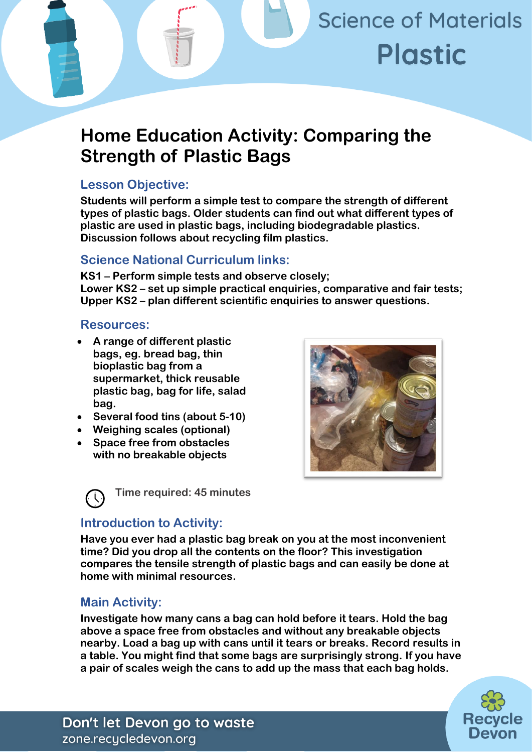# Science of Materials
# Plastic

## Home Education Activity: Comparing the Strength of Plastic Bags

### Lesson Objective:

**Students will perform a simple test to compare the strength of different types of plastic bags. Older students can find out what different types of plastic are used in plastic bags, including biodegradable plastics. Discussion follows about recycling film plastics.**

### Science National Curriculum links:

**KS1 – Perform simple tests and observe closely;**
**Lower KS2 – set up simple practical enquiries, comparative and fair tests;**
**Upper KS2 – plan different scientific enquiries to answer questions.**

### Resources:

- **A range of different plastic bags, eg. bread bag, thin bioplastic bag from a supermarket, thick reusable plastic bag, bag for life, salad bag.**
- **Several food tins (about 5-10)**
- **Weighing scales (optional)**
- **Space free from obstacles with no breakable objects**

**Time required: 45 minutes**

### Introduction to Activity:

**Have you ever had a plastic bag break on you at the most inconvenient time? Did you drop all the contents on the floor? This investigation compares the tensile strength of plastic bags and can easily be done at home with minimal resources.**

### Main Activity:

**Investigate how many cans a bag can hold before it tears. Hold the bag above a space free from obstacles and without any breakable objects nearby. Load a bag up with cans until it tears or breaks. Record results in a table. You might find that some bags are surprisingly strong. If you have a pair of scales weigh the cans to add up the mass that each bag holds.**

Don't let Devon go to waste
zone.recycledevon.org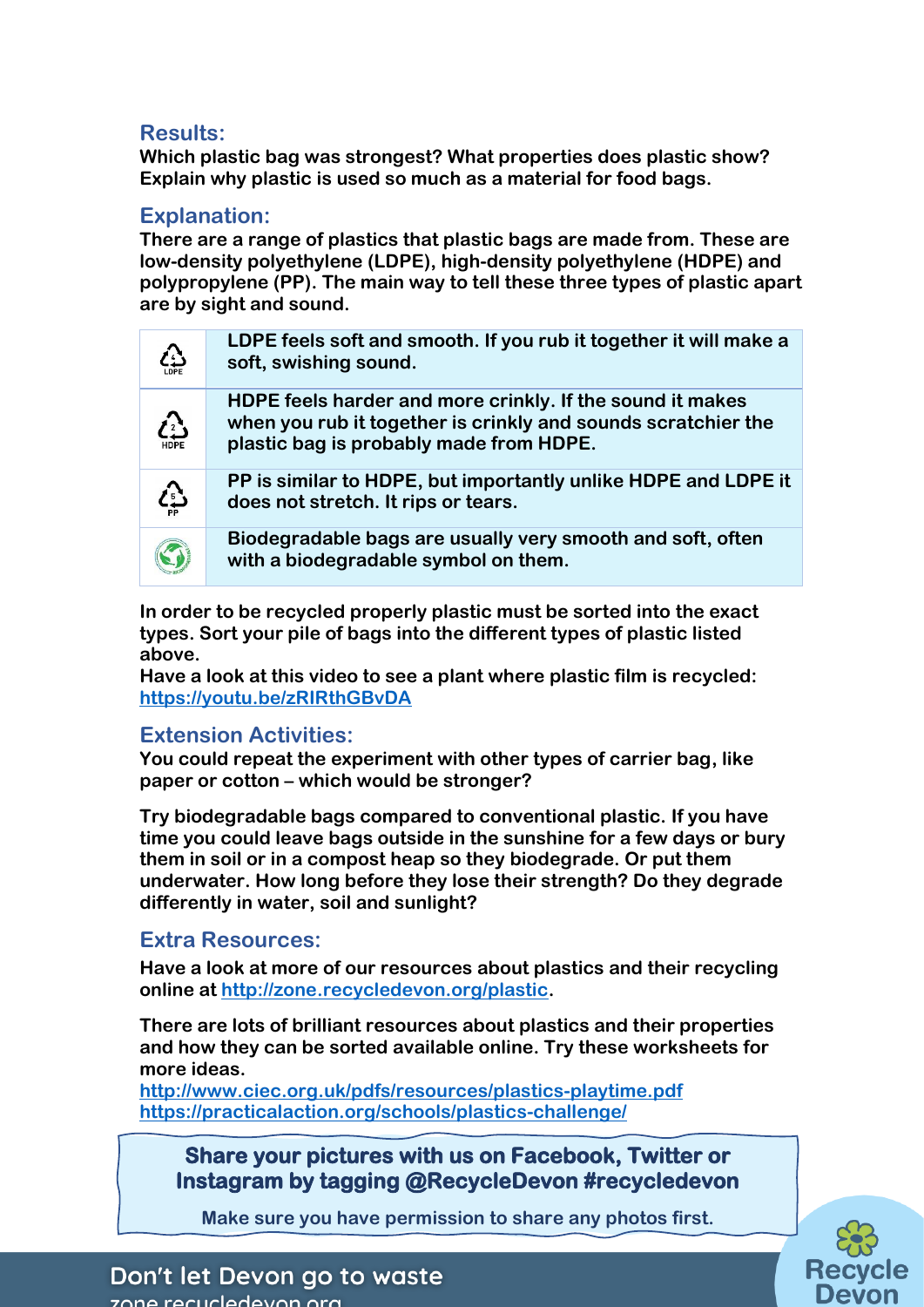## Results:

**Which plastic bag was strongest? What properties does plastic show? Explain why plastic is used so much as a material for food bags.**

## Explanation:

**There are a range of plastics that plastic bags are made from. These are low-density polyethylene (LDPE), high-density polyethylene (HDPE) and polypropylene (PP). The main way to tell these three types of plastic apart are by sight and sound.**

| | |
|---|---|
| LDPE | **LDPE feels soft and smooth. If you rub it together it will make a soft, swishing sound.** |
| HDPE | **HDPE feels harder and more crinkly. If the sound it makes when you rub it together is crinkly and sounds scratchier the plastic bag is probably made from HDPE.** |
| PP | **PP is similar to HDPE, but importantly unlike HDPE and LDPE it does not stretch. It rips or tears.** |
| | **Biodegradable bags are usually very smooth and soft, often with a biodegradable symbol on them.** |

**In order to be recycled properly plastic must be sorted into the exact types. Sort your pile of bags into the different types of plastic listed above.**
**Have a look at this video to see a plant where plastic film is recycled:** https://youtu.be/zRIRthGBvDA

## Extension Activities:

**You could repeat the experiment with other types of carrier bag, like paper or cotton – which would be stronger?**

**Try biodegradable bags compared to conventional plastic. If you have time you could leave bags outside in the sunshine for a few days or bury them in soil or in a compost heap so they biodegrade. Or put them underwater. How long before they lose their strength? Do they degrade differently in water, soil and sunlight?**

## Extra Resources:

**Have a look at more of our resources about plastics and their recycling online at** http://zone.recycledevon.org/plastic.

**There are lots of brilliant resources about plastics and their properties and how they can be sorted available online. Try these worksheets for more ideas.**
http://www.ciec.org.uk/pdfs/resources/plastics-playtime.pdf
https://practicalaction.org/schools/plastics-challenge/

**Share your pictures with us on Facebook, Twitter or Instagram by tagging @RecycleDevon #recycledevon**

**Make sure you have permission to share any photos first.**

Don't let Devon go to waste
zone.recycledevon.org

Recycle Devon